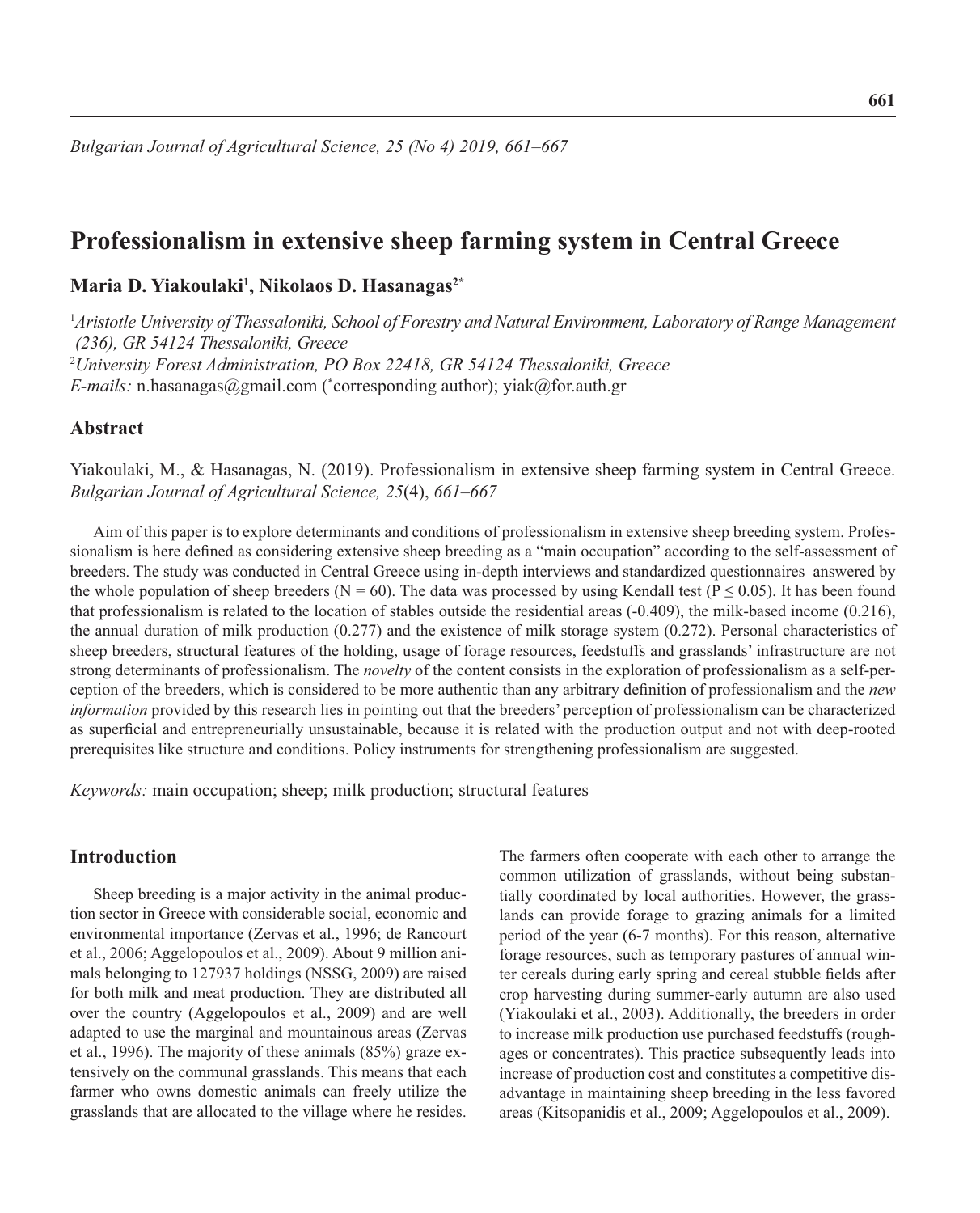# Professionalism in extensive sheep farming system in Central Greece

**Maria D. Yiakoulaki[1], Nikolaos D. Hasanagas[2*]**

[1]*Aristotle University of Thessaloniki, School of Forestry and Natural Environment, Laboratory of Range Management (236), GR 54124 Thessaloniki, Greece*
[2]*University Forest Administration, PO Box 22418, GR 54124 Thessaloniki, Greece*
*E-mails:* n.hasanagas@gmail.com (*corresponding author); yiak@for.auth.gr

## Abstract

Yiakoulaki, M., & Hasanagas, N. (2019). Professionalism in extensive sheep farming system in Central Greece. *Bulgarian Journal of Agricultural Science, 25*(4), *661–667*

Aim of this paper is to explore determinants and conditions of professionalism in extensive sheep breeding system. Professionalism is here defined as considering extensive sheep breeding as a "main occupation" according to the self-assessment of breeders. The study was conducted in Central Greece using in-depth interviews and standardized questionnaires answered by the whole population of sheep breeders (N = 60). The data was processed by using Kendall test ($P \leq 0.05$). It has been found that professionalism is related to the location of stables outside the residential areas (-0.409), the milk-based income (0.216), the annual duration of milk production (0.277) and the existence of milk storage system (0.272). Personal characteristics of sheep breeders, structural features of the holding, usage of forage resources, feedstuffs and grasslands' infrastructure are not strong determinants of professionalism. The *novelty* of the content consists in the exploration of professionalism as a self-perception of the breeders, which is considered to be more authentic than any arbitrary definition of professionalism and the *new information* provided by this research lies in pointing out that the breeders' perception of professionalism can be characterized as superficial and entrepreneurially unsustainable, because it is related with the production output and not with deep-rooted prerequisites like structure and conditions. Policy instruments for strengthening professionalism are suggested.

*Keywords:* main occupation; sheep; milk production; structural features

## Introduction

Sheep breeding is a major activity in the animal production sector in Greece with considerable social, economic and environmental importance (Zervas et al., 1996; de Rancourt et al., 2006; Aggelopoulos et al., 2009). About 9 million animals belonging to 127937 holdings (NSSG, 2009) are raised for both milk and meat production. They are distributed all over the country (Aggelopoulos et al., 2009) and are well adapted to use the marginal and mountainous areas (Zervas et al., 1996). The majority of these animals (85%) graze extensively on the communal grasslands. This means that each farmer who owns domestic animals can freely utilize the grasslands that are allocated to the village where he resides. The farmers often cooperate with each other to arrange the common utilization of grasslands, without being substantially coordinated by local authorities. However, the grasslands can provide forage to grazing animals for a limited period of the year (6-7 months). For this reason, alternative forage resources, such as temporary pastures of annual winter cereals during early spring and cereal stubble fields after crop harvesting during summer-early autumn are also used (Yiakoulaki et al., 2003). Additionally, the breeders in order to increase milk production use purchased feedstuffs (roughages or concentrates). This practice subsequently leads into increase of production cost and constitutes a competitive disadvantage in maintaining sheep breeding in the less favored areas (Kitsopanidis et al., 2009; Aggelopoulos et al., 2009).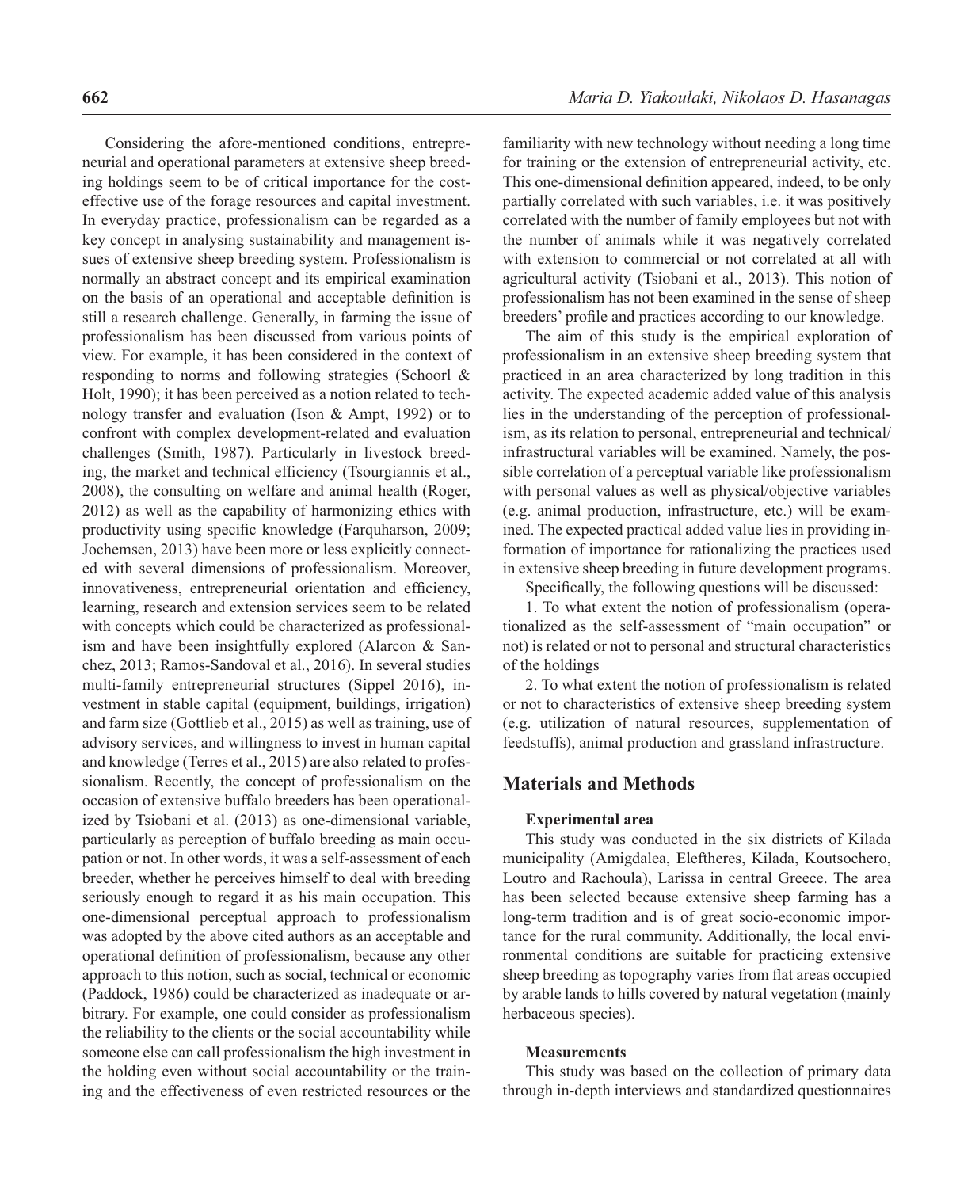Considering the afore-mentioned conditions, entrepreneurial and operational parameters at extensive sheep breeding holdings seem to be of critical importance for the cost-effective use of the forage resources and capital investment. In everyday practice, professionalism can be regarded as a key concept in analysing sustainability and management issues of extensive sheep breeding system. Professionalism is normally an abstract concept and its empirical examination on the basis of an operational and acceptable definition is still a research challenge. Generally, in farming the issue of professionalism has been discussed from various points of view. For example, it has been considered in the context of responding to norms and following strategies (Schoorl & Holt, 1990); it has been perceived as a notion related to technology transfer and evaluation (Ison & Ampt, 1992) or to confront with complex development-related and evaluation challenges (Smith, 1987). Particularly in livestock breeding, the market and technical efficiency (Tsourgiannis et al., 2008), the consulting on welfare and animal health (Roger, 2012) as well as the capability of harmonizing ethics with productivity using specific knowledge (Farquharson, 2009; Jochemsen, 2013) have been more or less explicitly connected with several dimensions of professionalism. Moreover, innovativeness, entrepreneurial orientation and efficiency, learning, research and extension services seem to be related with concepts which could be characterized as professionalism and have been insightfully explored (Alarcon & Sanchez, 2013; Ramos-Sandoval et al., 2016). In several studies multi-family entrepreneurial structures (Sippel 2016), investment in stable capital (equipment, buildings, irrigation) and farm size (Gottlieb et al., 2015) as well as training, use of advisory services, and willingness to invest in human capital and knowledge (Terres et al., 2015) are also related to professionalism. Recently, the concept of professionalism on the occasion of extensive buffalo breeders has been operationalized by Tsiobani et al. (2013) as one-dimensional variable, particularly as perception of buffalo breeding as main occupation or not. In other words, it was a self-assessment of each breeder, whether he perceives himself to deal with breeding seriously enough to regard it as his main occupation. This one-dimensional perceptual approach to professionalism was adopted by the above cited authors as an acceptable and operational definition of professionalism, because any other approach to this notion, such as social, technical or economic (Paddock, 1986) could be characterized as inadequate or arbitrary. For example, one could consider as professionalism the reliability to the clients or the social accountability while someone else can call professionalism the high investment in the holding even without social accountability or the training and the effectiveness of even restricted resources or the familiarity with new technology without needing a long time for training or the extension of entrepreneurial activity, etc. This one-dimensional definition appeared, indeed, to be only partially correlated with such variables, i.e. it was positively correlated with the number of family employees but not with the number of animals while it was negatively correlated with extension to commercial or not correlated at all with agricultural activity (Tsiobani et al., 2013). This notion of professionalism has not been examined in the sense of sheep breeders' profile and practices according to our knowledge.

The aim of this study is the empirical exploration of professionalism in an extensive sheep breeding system that practiced in an area characterized by long tradition in this activity. The expected academic added value of this analysis lies in the understanding of the perception of professionalism, as its relation to personal, entrepreneurial and technical/infrastructural variables will be examined. Namely, the possible correlation of a perceptual variable like professionalism with personal values as well as physical/objective variables (e.g. animal production, infrastructure, etc.) will be examined. The expected practical added value lies in providing information of importance for rationalizing the practices used in extensive sheep breeding in future development programs.

Specifically, the following questions will be discussed:

1. To what extent the notion of professionalism (operationalized as the self-assessment of "main occupation" or not) is related or not to personal and structural characteristics of the holdings

2. To what extent the notion of professionalism is related or not to characteristics of extensive sheep breeding system (e.g. utilization of natural resources, supplementation of feedstuffs), animal production and grassland infrastructure.

## Materials and Methods

### Experimental area

This study was conducted in the six districts of Kilada municipality (Amigdalea, Eleftheres, Kilada, Koutsochero, Loutro and Rachoula), Larissa in central Greece. The area has been selected because extensive sheep farming has a long-term tradition and is of great socio-economic importance for the rural community. Additionally, the local environmental conditions are suitable for practicing extensive sheep breeding as topography varies from flat areas occupied by arable lands to hills covered by natural vegetation (mainly herbaceous species).

### Measurements

This study was based on the collection of primary data through in-depth interviews and standardized questionnaires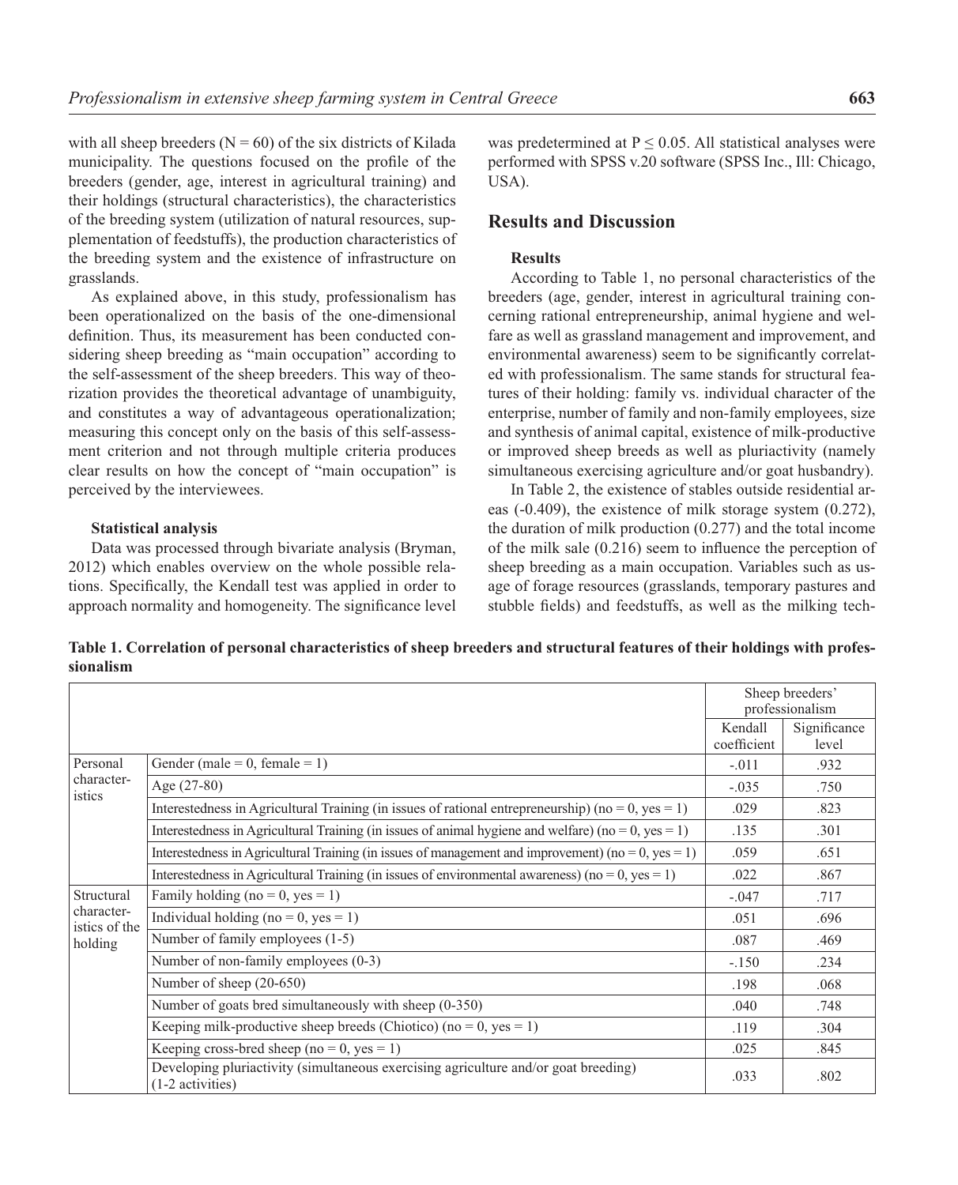with all sheep breeders (N = 60) of the six districts of Kilada municipality. The questions focused on the profile of the breeders (gender, age, interest in agricultural training) and their holdings (structural characteristics), the characteristics of the breeding system (utilization of natural resources, supplementation of feedstuffs), the production characteristics of the breeding system and the existence of infrastructure on grasslands.

As explained above, in this study, professionalism has been operationalized on the basis of the one-dimensional definition. Thus, its measurement has been conducted considering sheep breeding as "main occupation" according to the self-assessment of the sheep breeders. This way of theorization provides the theoretical advantage of unambiguity, and constitutes a way of advantageous operationalization; measuring this concept only on the basis of this self-assessment criterion and not through multiple criteria produces clear results on how the concept of "main occupation" is perceived by the interviewees.

#### Statistical analysis

Data was processed through bivariate analysis (Bryman, 2012) which enables overview on the whole possible relations. Specifically, the Kendall test was applied in order to approach normality and homogeneity. The significance level was predetermined at $P \leq 0.05$. All statistical analyses were performed with SPSS v.20 software (SPSS Inc., Ill: Chicago, USA).

## Results and Discussion

#### Results

According to Table 1, no personal characteristics of the breeders (age, gender, interest in agricultural training concerning rational entrepreneurship, animal hygiene and welfare as well as grassland management and improvement, and environmental awareness) seem to be significantly correlated with professionalism. The same stands for structural features of their holding: family vs. individual character of the enterprise, number of family and non-family employees, size and synthesis of animal capital, existence of milk-productive or improved sheep breeds as well as pluriactivity (namely simultaneous exercising agriculture and/or goat husbandry).

In Table 2, the existence of stables outside residential areas (-0.409), the existence of milk storage system (0.272), the duration of milk production (0.277) and the total income of the milk sale (0.216) seem to influence the perception of sheep breeding as a main occupation. Variables such as usage of forage resources (grasslands, temporary pastures and stubble fields) and feedstuffs, as well as the milking tech-

**Table 1. Correlation of personal characteristics of sheep breeders and structural features of their holdings with professionalism**

| | | Sheep breeders' professionalism | |
|---|---|---|---|
| | | Kendall coefficient | Significance level |
| Personal characteristics | Gender (male = 0, female = 1) | -.011 | .932 |
| | Age (27-80) | -.035 | .750 |
| | Interestedness in Agricultural Training (in issues of rational entrepreneurship) (no = 0, yes = 1) | .029 | .823 |
| | Interestedness in Agricultural Training (in issues of animal hygiene and welfare) (no = 0, yes = 1) | .135 | .301 |
| | Interestedness in Agricultural Training (in issues of management and improvement) (no = 0, yes = 1) | .059 | .651 |
| | Interestedness in Agricultural Training (in issues of environmental awareness) (no = 0, yes = 1) | .022 | .867 |
| Structural characteristics of the holding | Family holding (no = 0, yes = 1) | -.047 | .717 |
| | Individual holding (no = 0, yes = 1) | .051 | .696 |
| | Number of family employees (1-5) | .087 | .469 |
| | Number of non-family employees (0-3) | -.150 | .234 |
| | Number of sheep (20-650) | .198 | .068 |
| | Number of goats bred simultaneously with sheep (0-350) | .040 | .748 |
| | Keeping milk-productive sheep breeds (Chiotico) (no = 0, yes = 1) | .119 | .304 |
| | Keeping cross-bred sheep (no = 0, yes = 1) | .025 | .845 |
| | Developing pluriactivity (simultaneous exercising agriculture and/or goat breeding) (1-2 activities) | .033 | .802 |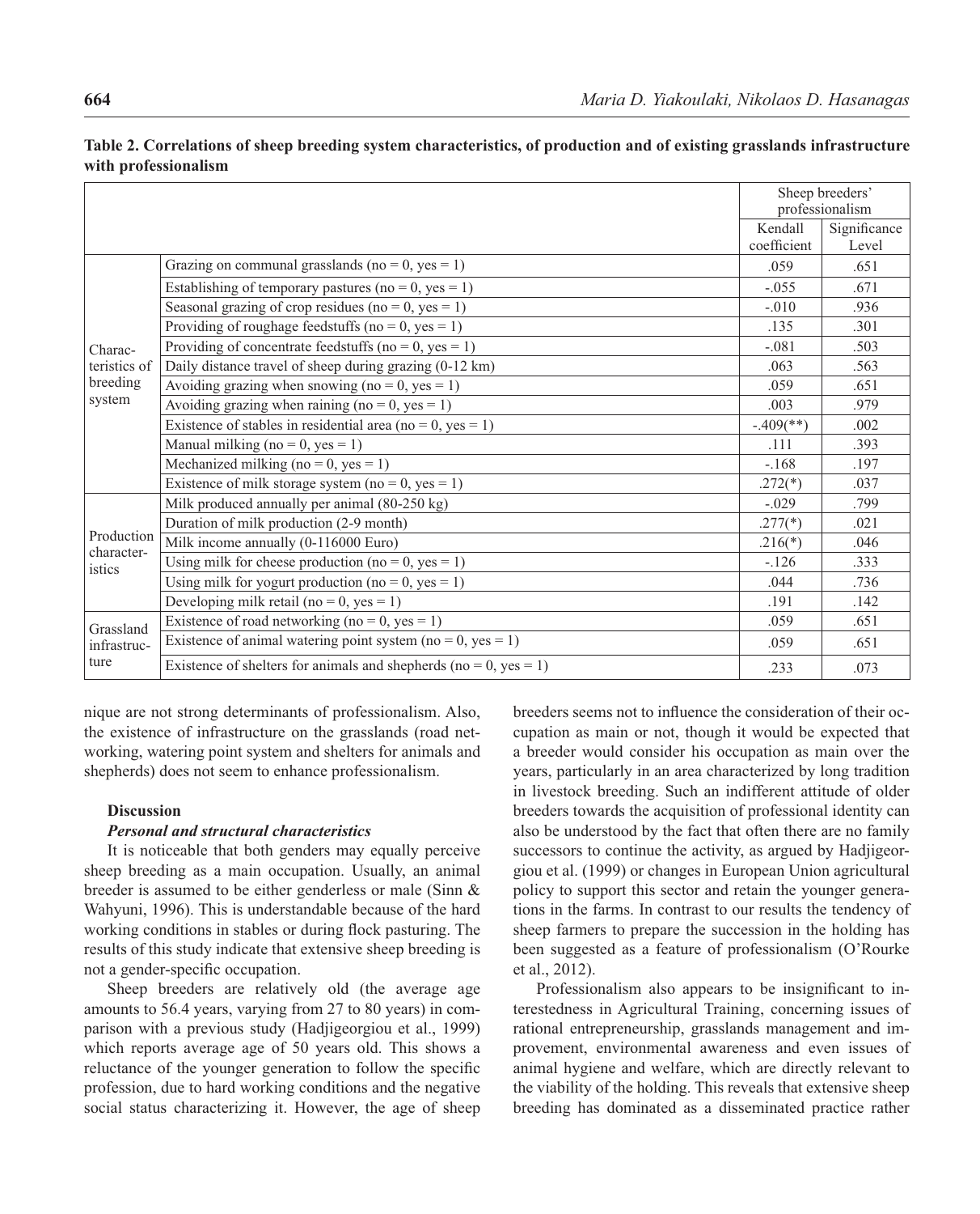**Table 2. Correlations of sheep breeding system characteristics, of production and of existing grasslands infrastructure with professionalism**

| | | Sheep breeders' professionalism | |
|---|---|---|---|
| | | Kendall coefficient | Significance Level |
| Characteristics of breeding system | Grazing on communal grasslands (no = 0, yes = 1) | .059 | .651 |
| | Establishing of temporary pastures (no = 0, yes = 1) | -.055 | .671 |
| | Seasonal grazing of crop residues (no = 0, yes = 1) | -.010 | .936 |
| | Providing of roughage feedstuffs (no = 0, yes = 1) | .135 | .301 |
| | Providing of concentrate feedstuffs (no = 0, yes = 1) | -.081 | .503 |
| | Daily distance travel of sheep during grazing (0-12 km) | .063 | .563 |
| | Avoiding grazing when snowing (no = 0, yes = 1) | .059 | .651 |
| | Avoiding grazing when raining (no = 0, yes = 1) | .003 | .979 |
| | Existence of stables in residential area (no = 0, yes = 1) | -.409(**) | .002 |
| | Manual milking (no = 0, yes = 1) | .111 | .393 |
| | Mechanized milking (no = 0, yes = 1) | -.168 | .197 |
| | Existence of milk storage system (no = 0, yes = 1) | .272(*) | .037 |
| Production characteristics | Milk produced annually per animal (80-250 kg) | -.029 | .799 |
| | Duration of milk production (2-9 month) | .277(*) | .021 |
| | Milk income annually (0-116000 Euro) | .216(*) | .046 |
| | Using milk for cheese production (no = 0, yes = 1) | -.126 | .333 |
| | Using milk for yogurt production (no = 0, yes = 1) | .044 | .736 |
| | Developing milk retail (no = 0, yes = 1) | .191 | .142 |
| Grassland infrastructure | Existence of road networking (no = 0, yes = 1) | .059 | .651 |
| | Existence of animal watering point system (no = 0, yes = 1) | .059 | .651 |
| | Existence of shelters for animals and shepherds (no = 0, yes = 1) | .233 | .073 |

nique are not strong determinants of professionalism. Also, the existence of infrastructure on the grasslands (road networking, watering point system and shelters for animals and shepherds) does not seem to enhance professionalism.

## Discussion

### *Personal and structural characteristics*

It is noticeable that both genders may equally perceive sheep breeding as a main occupation. Usually, an animal breeder is assumed to be either genderless or male (Sinn & Wahyuni, 1996). This is understandable because of the hard working conditions in stables or during flock pasturing. The results of this study indicate that extensive sheep breeding is not a gender-specific occupation.

Sheep breeders are relatively old (the average age amounts to 56.4 years, varying from 27 to 80 years) in comparison with a previous study (Hadjigeorgiou et al., 1999) which reports average age of 50 years old. This shows a reluctance of the younger generation to follow the specific profession, due to hard working conditions and the negative social status characterizing it. However, the age of sheep breeders seems not to influence the consideration of their occupation as main or not, though it would be expected that a breeder would consider his occupation as main over the years, particularly in an area characterized by long tradition in livestock breeding. Such an indifferent attitude of older breeders towards the acquisition of professional identity can also be understood by the fact that often there are no family successors to continue the activity, as argued by Hadjigeorgiou et al. (1999) or changes in European Union agricultural policy to support this sector and retain the younger generations in the farms. In contrast to our results the tendency of sheep farmers to prepare the succession in the holding has been suggested as a feature of professionalism (O'Rourke et al., 2012).

Professionalism also appears to be insignificant to interestedness in Agricultural Training, concerning issues of rational entrepreneurship, grasslands management and improvement, environmental awareness and even issues of animal hygiene and welfare, which are directly relevant to the viability of the holding. This reveals that extensive sheep breeding has dominated as a disseminated practice rather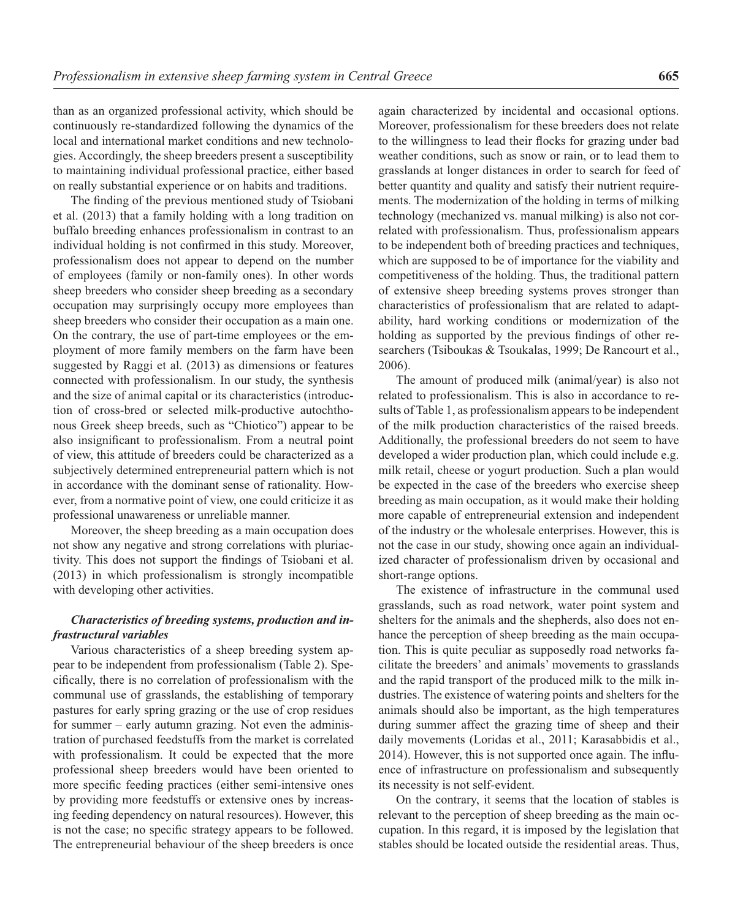than as an organized professional activity, which should be continuously re-standardized following the dynamics of the local and international market conditions and new technologies. Accordingly, the sheep breeders present a susceptibility to maintaining individual professional practice, either based on really substantial experience or on habits and traditions.

The finding of the previous mentioned study of Tsiobani et al. (2013) that a family holding with a long tradition on buffalo breeding enhances professionalism in contrast to an individual holding is not confirmed in this study. Moreover, professionalism does not appear to depend on the number of employees (family or non-family ones). In other words sheep breeders who consider sheep breeding as a secondary occupation may surprisingly occupy more employees than sheep breeders who consider their occupation as a main one. On the contrary, the use of part-time employees or the employment of more family members on the farm have been suggested by Raggi et al. (2013) as dimensions or features connected with professionalism. In our study, the synthesis and the size of animal capital or its characteristics (introduction of cross-bred or selected milk-productive autochthonous Greek sheep breeds, such as "Chiotico") appear to be also insignificant to professionalism. From a neutral point of view, this attitude of breeders could be characterized as a subjectively determined entrepreneurial pattern which is not in accordance with the dominant sense of rationality. However, from a normative point of view, one could criticize it as professional unawareness or unreliable manner.

Moreover, the sheep breeding as a main occupation does not show any negative and strong correlations with pluriactivity. This does not support the findings of Tsiobani et al. (2013) in which professionalism is strongly incompatible with developing other activities.

### *Characteristics of breeding systems, production and infrastructural variables*

Various characteristics of a sheep breeding system appear to be independent from professionalism (Table 2). Specifically, there is no correlation of professionalism with the communal use of grasslands, the establishing of temporary pastures for early spring grazing or the use of crop residues for summer – early autumn grazing. Not even the administration of purchased feedstuffs from the market is correlated with professionalism. It could be expected that the more professional sheep breeders would have been oriented to more specific feeding practices (either semi-intensive ones by providing more feedstuffs or extensive ones by increasing feeding dependency on natural resources). However, this is not the case; no specific strategy appears to be followed. The entrepreneurial behaviour of the sheep breeders is once again characterized by incidental and occasional options. Moreover, professionalism for these breeders does not relate to the willingness to lead their flocks for grazing under bad weather conditions, such as snow or rain, or to lead them to grasslands at longer distances in order to search for feed of better quantity and quality and satisfy their nutrient requirements. The modernization of the holding in terms of milking technology (mechanized vs. manual milking) is also not correlated with professionalism. Thus, professionalism appears to be independent both of breeding practices and techniques, which are supposed to be of importance for the viability and competitiveness of the holding. Thus, the traditional pattern of extensive sheep breeding systems proves stronger than characteristics of professionalism that are related to adaptability, hard working conditions or modernization of the holding as supported by the previous findings of other researchers (Tsiboukas & Tsoukalas, 1999; De Rancourt et al., 2006).

The amount of produced milk (animal/year) is also not related to professionalism. This is also in accordance to results of Table 1, as professionalism appears to be independent of the milk production characteristics of the raised breeds. Additionally, the professional breeders do not seem to have developed a wider production plan, which could include e.g. milk retail, cheese or yogurt production. Such a plan would be expected in the case of the breeders who exercise sheep breeding as main occupation, as it would make their holding more capable of entrepreneurial extension and independent of the industry or the wholesale enterprises. However, this is not the case in our study, showing once again an individualized character of professionalism driven by occasional and short-range options.

The existence of infrastructure in the communal used grasslands, such as road network, water point system and shelters for the animals and the shepherds, also does not enhance the perception of sheep breeding as the main occupation. This is quite peculiar as supposedly road networks facilitate the breeders' and animals' movements to grasslands and the rapid transport of the produced milk to the milk industries. The existence of watering points and shelters for the animals should also be important, as the high temperatures during summer affect the grazing time of sheep and their daily movements (Loridas et al., 2011; Karasabbidis et al., 2014). However, this is not supported once again. The influence of infrastructure on professionalism and subsequently its necessity is not self-evident.

On the contrary, it seems that the location of stables is relevant to the perception of sheep breeding as the main occupation. In this regard, it is imposed by the legislation that stables should be located outside the residential areas. Thus,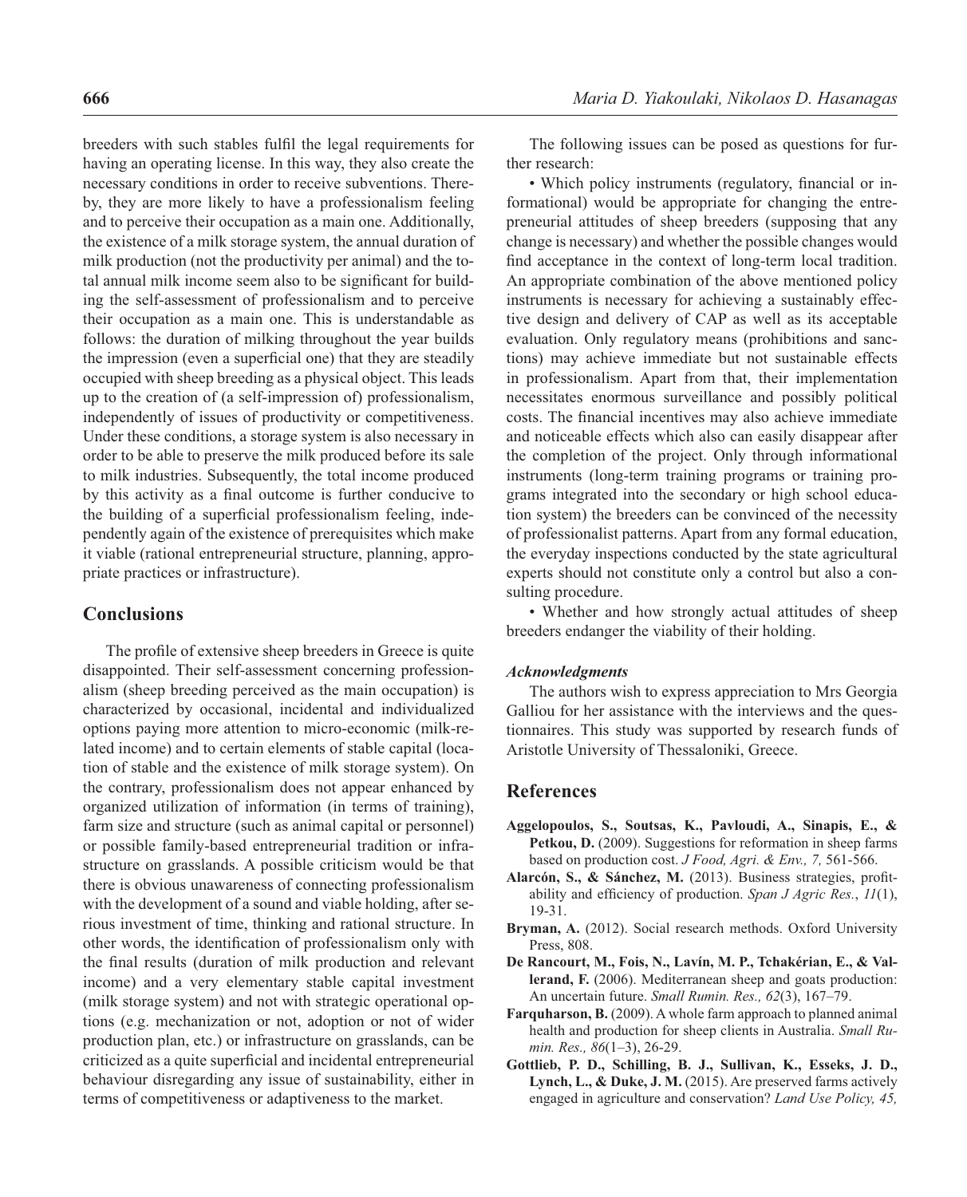breeders with such stables fulfil the legal requirements for having an operating license. In this way, they also create the necessary conditions in order to receive subventions. Thereby, they are more likely to have a professionalism feeling and to perceive their occupation as a main one. Additionally, the existence of a milk storage system, the annual duration of milk production (not the productivity per animal) and the total annual milk income seem also to be significant for building the self-assessment of professionalism and to perceive their occupation as a main one. This is understandable as follows: the duration of milking throughout the year builds the impression (even a superficial one) that they are steadily occupied with sheep breeding as a physical object. This leads up to the creation of (a self-impression of) professionalism, independently of issues of productivity or competitiveness. Under these conditions, a storage system is also necessary in order to be able to preserve the milk produced before its sale to milk industries. Subsequently, the total income produced by this activity as a final outcome is further conducive to the building of a superficial professionalism feeling, independently again of the existence of prerequisites which make it viable (rational entrepreneurial structure, planning, appropriate practices or infrastructure).

## Conclusions

The profile of extensive sheep breeders in Greece is quite disappointed. Their self-assessment concerning professionalism (sheep breeding perceived as the main occupation) is characterized by occasional, incidental and individualized options paying more attention to micro-economic (milk-related income) and to certain elements of stable capital (location of stable and the existence of milk storage system). On the contrary, professionalism does not appear enhanced by organized utilization of information (in terms of training), farm size and structure (such as animal capital or personnel) or possible family-based entrepreneurial tradition or infrastructure on grasslands. A possible criticism would be that there is obvious unawareness of connecting professionalism with the development of a sound and viable holding, after serious investment of time, thinking and rational structure. In other words, the identification of professionalism only with the final results (duration of milk production and relevant income) and a very elementary stable capital investment (milk storage system) and not with strategic operational options (e.g. mechanization or not, adoption or not of wider production plan, etc.) or infrastructure on grasslands, can be criticized as a quite superficial and incidental entrepreneurial behaviour disregarding any issue of sustainability, either in terms of competitiveness or adaptiveness to the market.

The following issues can be posed as questions for further research:

• Which policy instruments (regulatory, financial or informational) would be appropriate for changing the entrepreneurial attitudes of sheep breeders (supposing that any change is necessary) and whether the possible changes would find acceptance in the context of long-term local tradition. An appropriate combination of the above mentioned policy instruments is necessary for achieving a sustainably effective design and delivery of CAP as well as its acceptable evaluation. Only regulatory means (prohibitions and sanctions) may achieve immediate but not sustainable effects in professionalism. Apart from that, their implementation necessitates enormous surveillance and possibly political costs. The financial incentives may also achieve immediate and noticeable effects which also can easily disappear after the completion of the project. Only through informational instruments (long-term training programs or training programs integrated into the secondary or high school education system) the breeders can be convinced of the necessity of professionalist patterns. Apart from any formal education, the everyday inspections conducted by the state agricultural experts should not constitute only a control but also a consulting procedure.

• Whether and how strongly actual attitudes of sheep breeders endanger the viability of their holding.

### *Acknowledgments*

The authors wish to express appreciation to Mrs Georgia Galliou for her assistance with the interviews and the questionnaires. This study was supported by research funds of Aristotle University of Thessaloniki, Greece.

## References

**Aggelopoulos, S., Soutsas, K., Pavloudi, A., Sinapis, E., & Petkou, D.** (2009). Suggestions for reformation in sheep farms based on production cost. *J Food, Agri. & Env., 7,* 561-566.

**Alarcón, S., & Sánchez, M.** (2013). Business strategies, profitability and efficiency of production. *Span J Agric Res.*, *11*(1), 19-31.

**Bryman, A.** (2012). Social research methods. Oxford University Press, 808.

**De Rancourt, M., Fois, N., Lavín, M. P., Tchakérian, E., & Vallerand, F.** (2006). Mediterranean sheep and goats production: An uncertain future. *Small Rumin. Res., 62*(3), 167–79.

**Farquharson, B.** (2009). A whole farm approach to planned animal health and production for sheep clients in Australia. *Small Rumin. Res., 86*(1–3), 26-29.

**Gottlieb, P. D., Schilling, B. J., Sullivan, K., Esseks, J. D., Lynch, L., & Duke, J. M.** (2015). Are preserved farms actively engaged in agriculture and conservation? *Land Use Policy, 45,*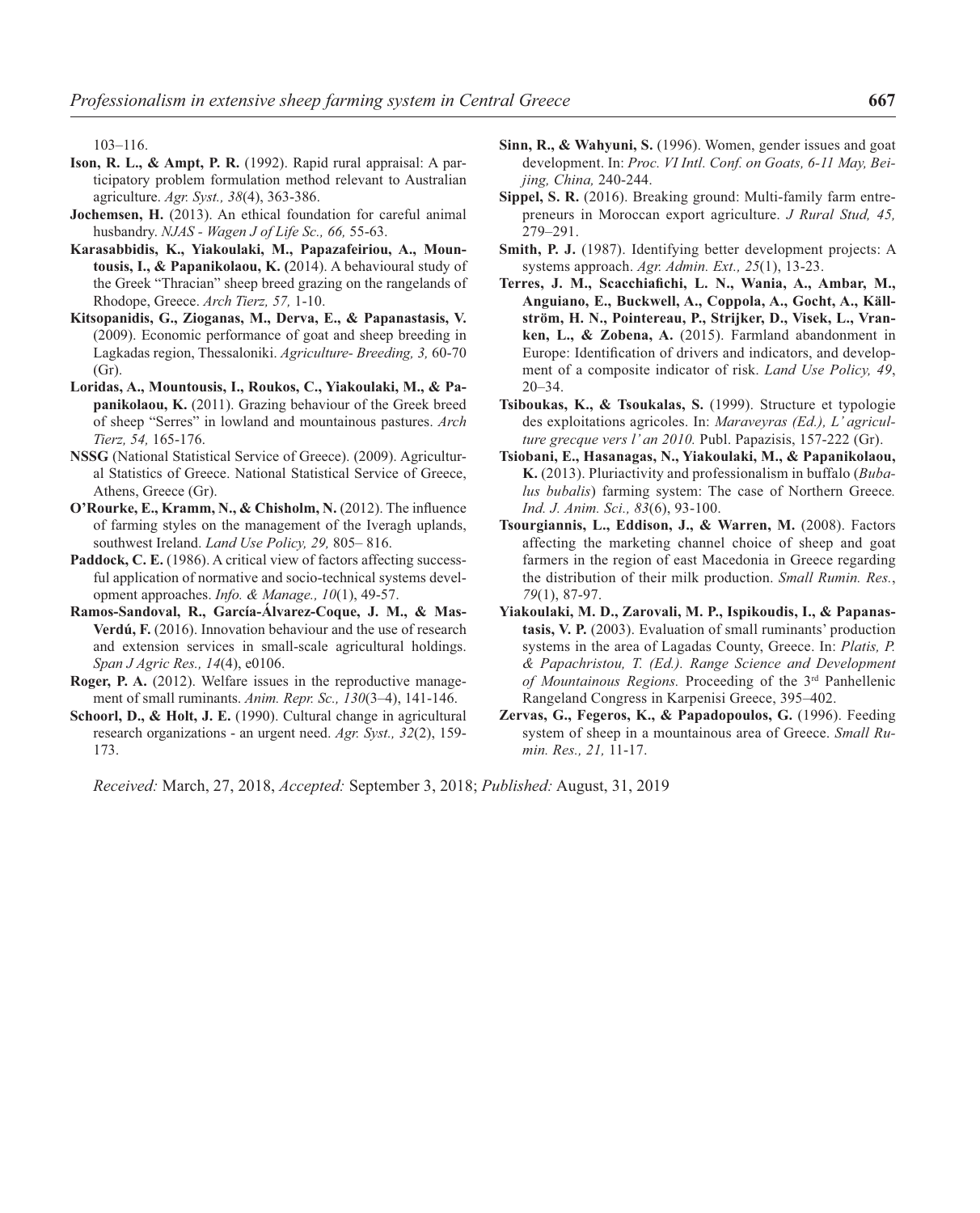103–116.

**Ison, R. L., & Ampt, P. R.** (1992). Rapid rural appraisal: A participatory problem formulation method relevant to Australian agriculture. *Agr. Syst., 38*(4), 363-386.

**Jochemsen, H.** (2013). An ethical foundation for careful animal husbandry. *NJAS - Wagen J of Life Sc., 66,* 55-63.

**Karasabbidis, K., Yiakoulaki, M., Papazafeiriou, A., Mountousis, I., & Papanikolaou, K. (**2014). A behavioural study of the Greek "Thracian" sheep breed grazing on the rangelands of Rhodope, Greece. *Arch Tierz, 57,* 1-10.

**Kitsopanidis, G., Zioganas, M., Derva, E., & Papanastasis, V.** (2009). Economic performance of goat and sheep breeding in Lagkadas region, Thessaloniki. *Agriculture- Breeding, 3,* 60-70 (Gr).

**Loridas, A., Mountousis, I., Roukos, C., Yiakoulaki, M., & Papanikolaou, K.** (2011). Grazing behaviour of the Greek breed of sheep "Serres" in lowland and mountainous pastures. *Arch Tierz, 54,* 165-176.

**NSSG** (National Statistical Service of Greece). (2009). Agricultural Statistics of Greece. National Statistical Service of Greece, Athens, Greece (Gr).

**O'Rourke, E., Kramm, N., & Chisholm, N.** (2012). The influence of farming styles on the management of the Iveragh uplands, southwest Ireland. *Land Use Policy, 29,* 805– 816.

**Paddock, C. E.** (1986). A critical view of factors affecting successful application of normative and socio-technical systems development approaches. *Info. & Manage., 10*(1), 49-57.

**Ramos-Sandoval, R., García-Álvarez-Coque, J. M., & Mas-Verdú, F.** (2016). Innovation behaviour and the use of research and extension services in small-scale agricultural holdings. *Span J Agric Res., 14*(4), e0106.

**Roger, P. A.** (2012). Welfare issues in the reproductive management of small ruminants. *Anim. Repr. Sc., 130*(3–4), 141-146.

**Schoorl, D., & Holt, J. E.** (1990). Cultural change in agricultural research organizations - an urgent need. *Agr. Syst., 32*(2), 159-173.

**Sinn, R., & Wahyuni, S.** (1996). Women, gender issues and goat development. In: *Proc. VI Intl. Conf. on Goats, 6-11 May, Beijing, China,* 240-244.

**Sippel, S. R.** (2016). Breaking ground: Multi-family farm entrepreneurs in Moroccan export agriculture. *J Rural Stud, 45,* 279–291.

**Smith, P. J.** (1987). Identifying better development projects: A systems approach. *Agr. Admin. Ext., 25*(1), 13-23.

**Terres, J. M., Scacchiafichi, L. N., Wania, A., Ambar, M., Anguiano, E., Buckwell, A., Coppola, A., Gocht, A., Källström, H. N., Pointereau, P., Strijker, D., Visek, L., Vranken, L., & Zobena, A.** (2015). Farmland abandonment in Europe: Identification of drivers and indicators, and development of a composite indicator of risk. *Land Use Policy, 49*, 20–34.

**Tsiboukas, K., & Tsoukalas, S.** (1999). Structure et typologie des exploitations agricoles. In: *Maraveyras (Ed.), L' agriculture grecque vers l' an 2010.* Publ. Papazisis, 157-222 (Gr).

**Tsiobani, E., Hasanagas, N., Yiakoulaki, M., & Papanikolaou, K.** (2013). Pluriactivity and professionalism in buffalo (*Bubalus bubalis*) farming system: The case of Northern Greece*. Ind. J. Anim. Sci., 83*(6), 93-100.

**Tsourgiannis, L., Eddison, J., & Warren, M.** (2008). Factors affecting the marketing channel choice of sheep and goat farmers in the region of east Macedonia in Greece regarding the distribution of their milk production. *Small Rumin. Res.*, *79*(1), 87-97.

**Yiakoulaki, M. D., Zarovali, M. P., Ispikoudis, I., & Papanastasis, V. P.** (2003). Evaluation of small ruminants' production systems in the area of Lagadas County, Greece. In: *Platis, P. & Papachristou, T. (Ed.). Range Science and Development of Mountainous Regions.* Proceeding of the 3rd Panhellenic Rangeland Congress in Karpenisi Greece, 395–402.

**Zervas, G., Fegeros, K., & Papadopoulos, G.** (1996). Feeding system of sheep in a mountainous area of Greece. *Small Rumin. Res., 21,* 11-17.

*Received:* March, 27, 2018, *Accepted:* September 3, 2018; *Published:* August, 31, 2019